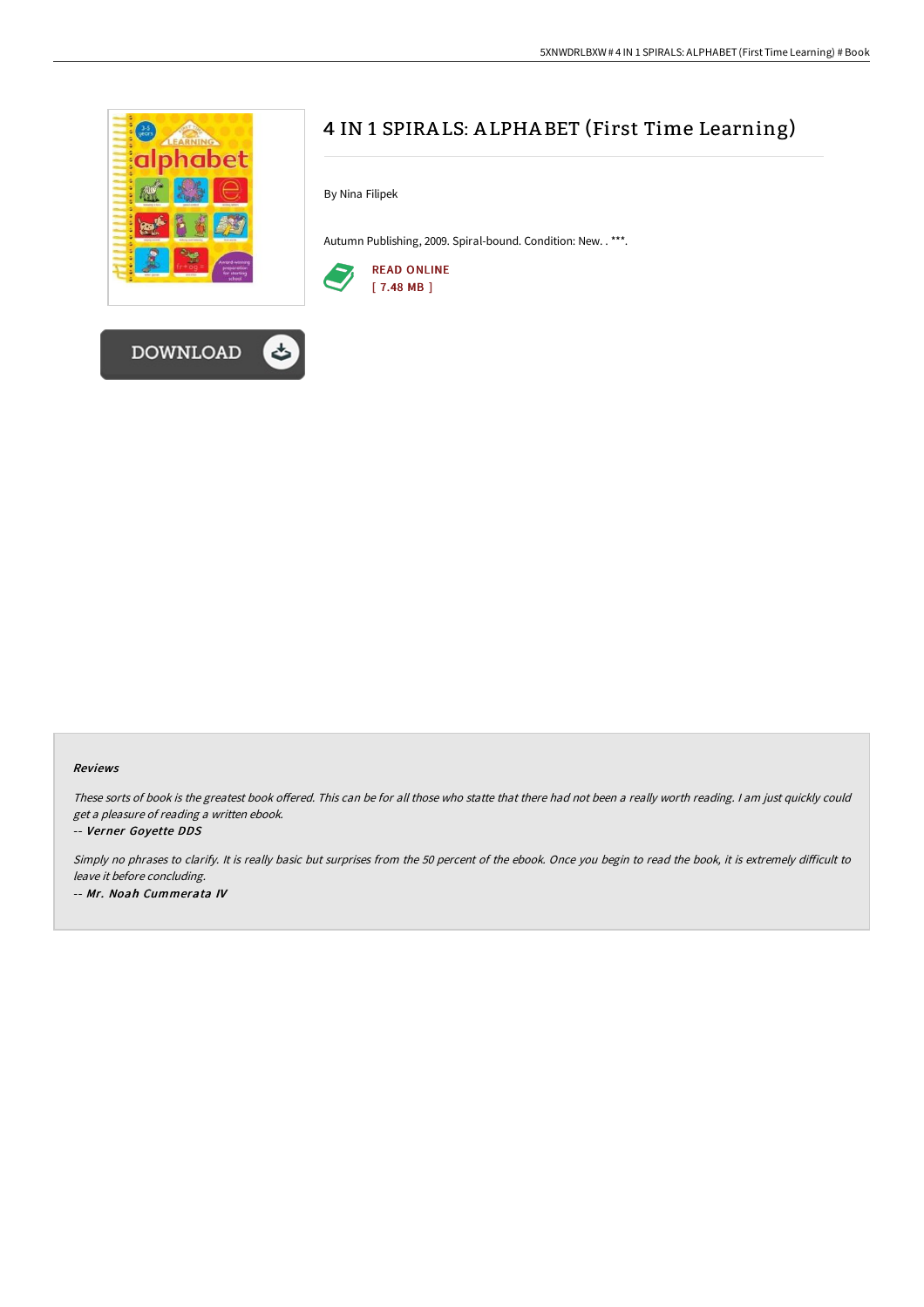# 4 IN 1 SPIRALS: ALPHABET (First Time Learning)

By Nina Filipek

Autumn Publishing, 2009. Spiral-bound. Condition: New. . ***.

READ ONLINE
[ 7.48 MB ]

DOWNLOAD

#### Reviews

*These sorts of book is the greatest book offered. This can be for all those who statte that there had not been a really worth reading. I am just quickly could get a pleasure of reading a written ebook.*

*-- **Verner Goyette DDS***

*Simply no phrases to clarify. It is really basic but surprises from the 50 percent of the ebook. Once you begin to read the book, it is extremely difficult to leave it before concluding.*

*-- **Mr. Noah Cummerata IV***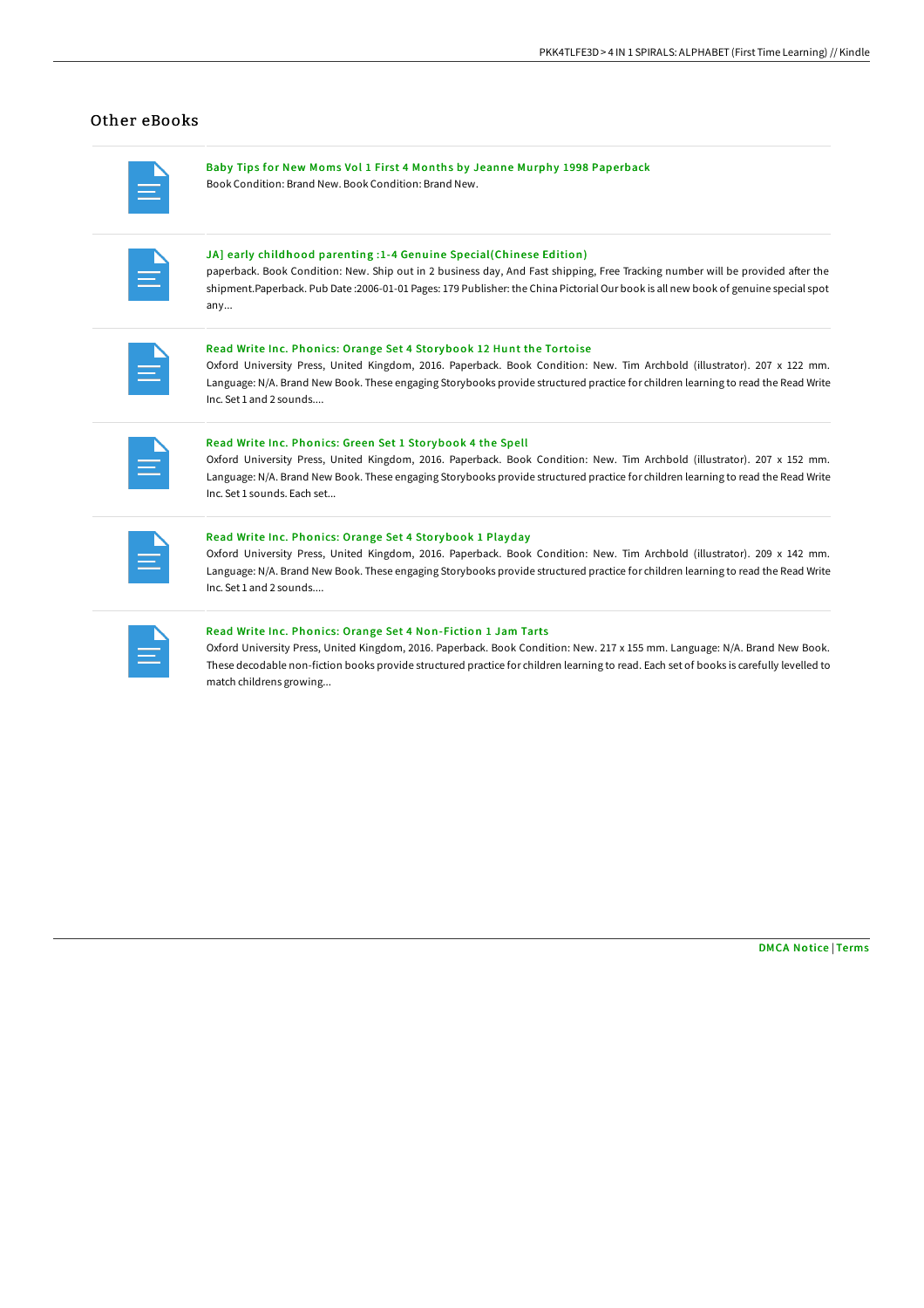## Other eBooks

**Baby Tips for New Moms Vol 1 First 4 Months by Jeanne Murphy 1998 Paperback**

Book Condition: Brand New. Book Condition: Brand New.

**JA] early childhood parenting :1-4 Genuine Special(Chinese Edition)**

paperback. Book Condition: New. Ship out in 2 business day, And Fast shipping, Free Tracking number will be provided after the shipment.Paperback. Pub Date :2006-01-01 Pages: 179 Publisher: the China Pictorial Our book is all new book of genuine special spot any...

**Read Write Inc. Phonics: Orange Set 4 Storybook 12 Hunt the Tortoise**

Oxford University Press, United Kingdom, 2016. Paperback. Book Condition: New. Tim Archbold (illustrator). 207 x 122 mm. Language: N/A. Brand New Book. These engaging Storybooks provide structured practice for children learning to read the Read Write Inc. Set 1 and 2 sounds....

**Read Write Inc. Phonics: Green Set 1 Storybook 4 the Spell**

Oxford University Press, United Kingdom, 2016. Paperback. Book Condition: New. Tim Archbold (illustrator). 207 x 152 mm. Language: N/A. Brand New Book. These engaging Storybooks provide structured practice for children learning to read the Read Write Inc. Set 1 sounds. Each set...

**Read Write Inc. Phonics: Orange Set 4 Storybook 1 Playday**

Oxford University Press, United Kingdom, 2016. Paperback. Book Condition: New. Tim Archbold (illustrator). 209 x 142 mm. Language: N/A. Brand New Book. These engaging Storybooks provide structured practice for children learning to read the Read Write Inc. Set 1 and 2 sounds....

**Read Write Inc. Phonics: Orange Set 4 Non-Fiction 1 Jam Tarts**

Oxford University Press, United Kingdom, 2016. Paperback. Book Condition: New. 217 x 155 mm. Language: N/A. Brand New Book. These decodable non-fiction books provide structured practice for children learning to read. Each set of books is carefully levelled to match childrens growing...

DMCA Notice | Terms